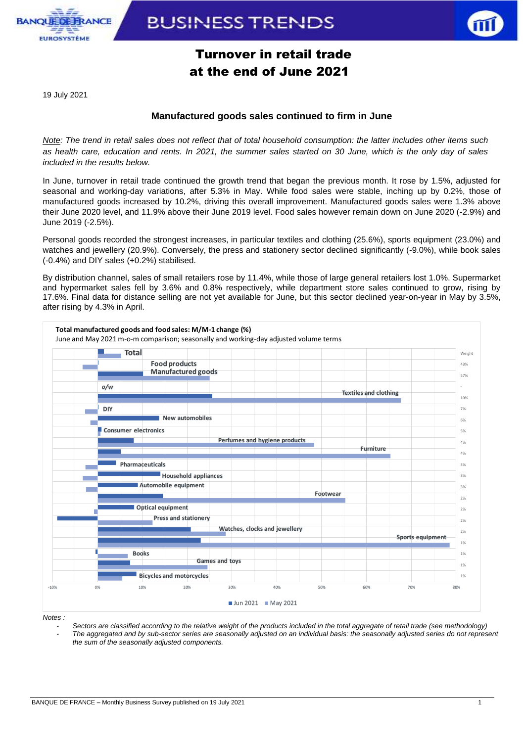# Turnover in retail trade at the end of June 2021

19 July 2021

## Manufactured goods sales continued to firm in June

*Note: The trend in retail sales does not reflect that of total household consumption: the latter includes other items such as health care, education and rents. In 2021, the summer sales started on 30 June, which is the only day of sales included in the results below.*

In June, turnover in retail trade continued the growth trend that began the previous month. It rose by 1.5%, adjusted for seasonal and working-day variations, after 5.3% in May. While food sales were stable, inching up by 0.2%, those of manufactured goods increased by 10.2%, driving this overall improvement. Manufactured goods sales were 1.3% above their June 2020 level, and 11.9% above their June 2019 level. Food sales however remain down on June 2020 (-2.9%) and June 2019 (-2.5%).

Personal goods recorded the strongest increases, in particular textiles and clothing (25.6%), sports equipment (23.0%) and watches and jewellery (20.9%). Conversely, the press and stationery sector declined significantly (-9.0%), while book sales (-0.4%) and DIY sales (+0.2%) stabilised.

By distribution channel, sales of small retailers rose by 11.4%, while those of large general retailers lost 1.0%. Supermarket and hypermarket sales fell by 3.6% and 0.8% respectively, while department store sales continued to grow, rising by 17.6%. Final data for distance selling are not yet available for June, but this sector declined year-on-year in May by 3.5%, after rising by 4.3% in April.

**Total manufactured goods and food sales: M/M-1 change (%)**
June and May 2021 m-o-m comparison; seasonally and working-day adjusted volume terms

| Sector | Weight |
|---|---|
| Total | |
| Food products | 43% |
| Manufactured goods | 57% |
| o/w | - |
| Textiles and clothing | 10% |
| DIY | 7% |
| New automobiles | 6% |
| Consumer electronics | 5% |
| Perfumes and hygiene products | 4% |
| Furniture | 4% |
| Pharmaceuticals | 3% |
| Household appliances | 3% |
| Automobile equipment | 3% |
| Footwear | 2% |
| Optical equipment | 2% |
| Press and stationery | 2% |
| Watches, clocks and jewellery | 2% |
| Sports equipment | 1% |
| Books | 1% |
| Games and toys | 1% |
| Bicycles and motorcycles | 1% |

Jun 2021 / May 2021

Notes :

- *Sectors are classified according to the relative weight of the products included in the total aggregate of retail trade (see methodology)*
- *The aggregated and by sub-sector series are seasonally adjusted on an individual basis: the seasonally adjusted series do not represent the sum of the seasonally adjusted components.*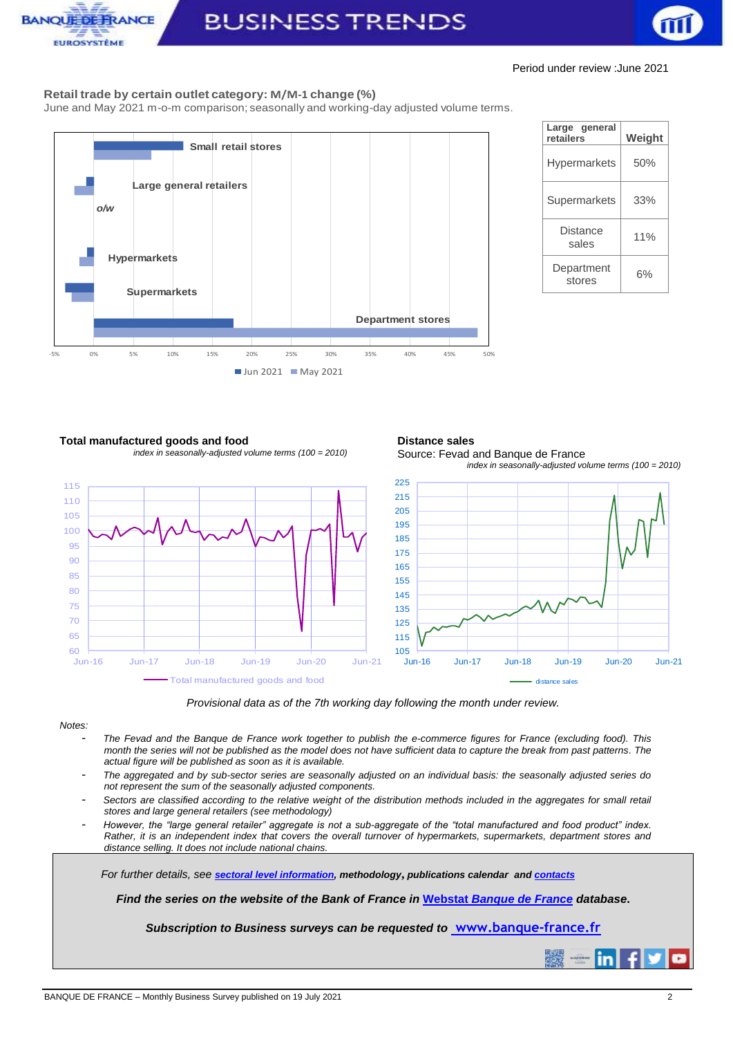Period under review :June 2021

**Retail trade by certain outlet category: M/M-1 change (%)**

June and May 2021 m-o-m comparison; seasonally and working-day adjusted volume terms.

Small retail stores

Large general retailers

o/w

Hypermarkets

Supermarkets

Department stores

-5% 0% 5% 10% 15% 20% 25% 30% 35% 40% 45% 50%

Jun 2021 May 2021

| Large general retailers | Weight |
|---|---|
| Hypermarkets | 50% |
| Supermarkets | 33% |
| Distance sales | 11% |
| Department stores | 6% |

**Total manufactured goods and food**

*index in seasonally-adjusted volume terms (100 = 2010)*

115 110 105 100 95 90 85 80 75 70 65 60

Jun-16 Jun-17 Jun-18 Jun-19 Jun-20 Jun-21

Total manufactured goods and food

**Distance sales**

Source: Fevad and Banque de France

*index in seasonally-adjusted volume terms (100 = 2010)*

225 215 205 195 185 175 165 155 145 135 125 115 105

Jun-16 Jun-17 Jun-18 Jun-19 Jun-20 Jun-21

distance sales

*Provisional data as of the 7th working day following the month under review.*

*Notes:*

- *The Fevad and the Banque de France work together to publish the e-commerce figures for France (excluding food). This month the series will not be published as the model does not have sufficient data to capture the break from past patterns. The actual figure will be published as soon as it is available.*
- *The aggregated and by sub-sector series are seasonally adjusted on an individual basis: the seasonally adjusted series do not represent the sum of the seasonally adjusted components.*
- *Sectors are classified according to the relative weight of the distribution methods included in the aggregates for small retail stores and large general retailers (see methodology)*
- *However, the "large general retailer" aggregate is not a sub-aggregate of the "total manufactured and food product" index. Rather, it is an independent index that covers the overall turnover of hypermarkets, supermarkets, department stores and distance selling. It does not include national chains.*

*For further details, see* ***sectoral level information**, **methodology**, **publications calendar** and **contacts***

***Find the series on the website of the Bank of France in Webstat Banque de France database.***

***Subscription to Business surveys can be requested to www.banque-france.fr***

BANQUE DE FRANCE – Monthly Business Survey published on 19 July 2021